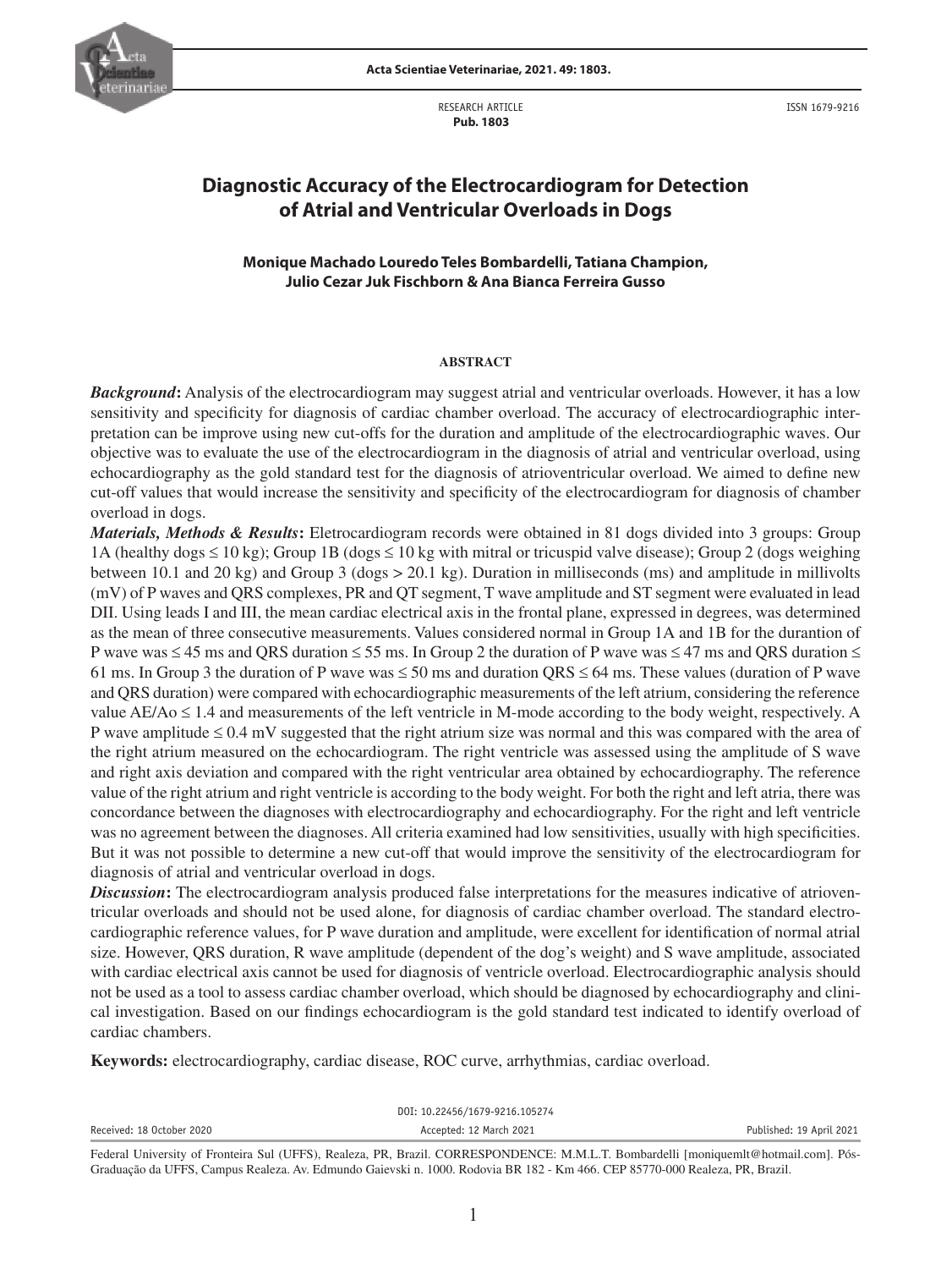RESEARCH ARTICLE
**Pub. 1803**

ISSN 1679-9216

# Diagnostic Accuracy of the Electrocardiogram for Detection of Atrial and Ventricular Overloads in Dogs

**Monique Machado Louredo Teles Bombardelli, Tatiana Champion, Julio Cezar Juk Fischborn & Ana Bianca Ferreira Gusso**

## ABSTRACT

***Background*:** Analysis of the electrocardiogram may suggest atrial and ventricular overloads. However, it has a low sensitivity and specificity for diagnosis of cardiac chamber overload. The accuracy of electrocardiographic interpretation can be improve using new cut-offs for the duration and amplitude of the electrocardiographic waves. Our objective was to evaluate the use of the electrocardiogram in the diagnosis of atrial and ventricular overload, using echocardiography as the gold standard test for the diagnosis of atrioventricular overload. We aimed to define new cut-off values that would increase the sensitivity and specificity of the electrocardiogram for diagnosis of chamber overload in dogs.

***Materials, Methods & Results*:** Eletrocardiogram records were obtained in 81 dogs divided into 3 groups: Group 1A (healthy dogs ≤ 10 kg); Group 1B (dogs ≤ 10 kg with mitral or tricuspid valve disease); Group 2 (dogs weighing between 10.1 and 20 kg) and Group 3 (dogs > 20.1 kg). Duration in milliseconds (ms) and amplitude in millivolts (mV) of P waves and QRS complexes, PR and QT segment, T wave amplitude and ST segment were evaluated in lead DII. Using leads I and III, the mean cardiac electrical axis in the frontal plane, expressed in degrees, was determined as the mean of three consecutive measurements. Values considered normal in Group 1A and 1B for the durantion of P wave was ≤ 45 ms and QRS duration ≤ 55 ms. In Group 2 the duration of P wave was ≤ 47 ms and QRS duration ≤ 61 ms. In Group 3 the duration of P wave was ≤ 50 ms and duration QRS ≤ 64 ms. These values (duration of P wave and QRS duration) were compared with echocardiographic measurements of the left atrium, considering the reference value AE/Ao ≤ 1.4 and measurements of the left ventricle in M-mode according to the body weight, respectively. A P wave amplitude ≤ 0.4 mV suggested that the right atrium size was normal and this was compared with the area of the right atrium measured on the echocardiogram. The right ventricle was assessed using the amplitude of S wave and right axis deviation and compared with the right ventricular area obtained by echocardiography. The reference value of the right atrium and right ventricle is according to the body weight. For both the right and left atria, there was concordance between the diagnoses with electrocardiography and echocardiography. For the right and left ventricle was no agreement between the diagnoses. All criteria examined had low sensitivities, usually with high specificities. But it was not possible to determine a new cut-off that would improve the sensitivity of the electrocardiogram for diagnosis of atrial and ventricular overload in dogs.

***Discussion*:** The electrocardiogram analysis produced false interpretations for the measures indicative of atrioventricular overloads and should not be used alone, for diagnosis of cardiac chamber overload. The standard electrocardiographic reference values, for P wave duration and amplitude, were excellent for identification of normal atrial size. However, QRS duration, R wave amplitude (dependent of the dog's weight) and S wave amplitude, associated with cardiac electrical axis cannot be used for diagnosis of ventricle overload. Electrocardiographic analysis should not be used as a tool to assess cardiac chamber overload, which should be diagnosed by echocardiography and clinical investigation. Based on our findings echocardiogram is the gold standard test indicated to identify overload of cardiac chambers.

**Keywords:** electrocardiography, cardiac disease, ROC curve, arrhythmias, cardiac overload.

DOI: 10.22456/1679-9216.105274

Received: 18 October 2020 | Accepted: 12 March 2021 | Published: 19 April 2021

Federal University of Fronteira Sul (UFFS), Realeza, PR, Brazil. CORRESPONDENCE: M.M.L.T. Bombardelli [moniquemlt@hotmail.com]. Pós-Graduação da UFFS, Campus Realeza. Av. Edmundo Gaievski n. 1000. Rodovia BR 182 - Km 466. CEP 85770-000 Realeza, PR, Brazil.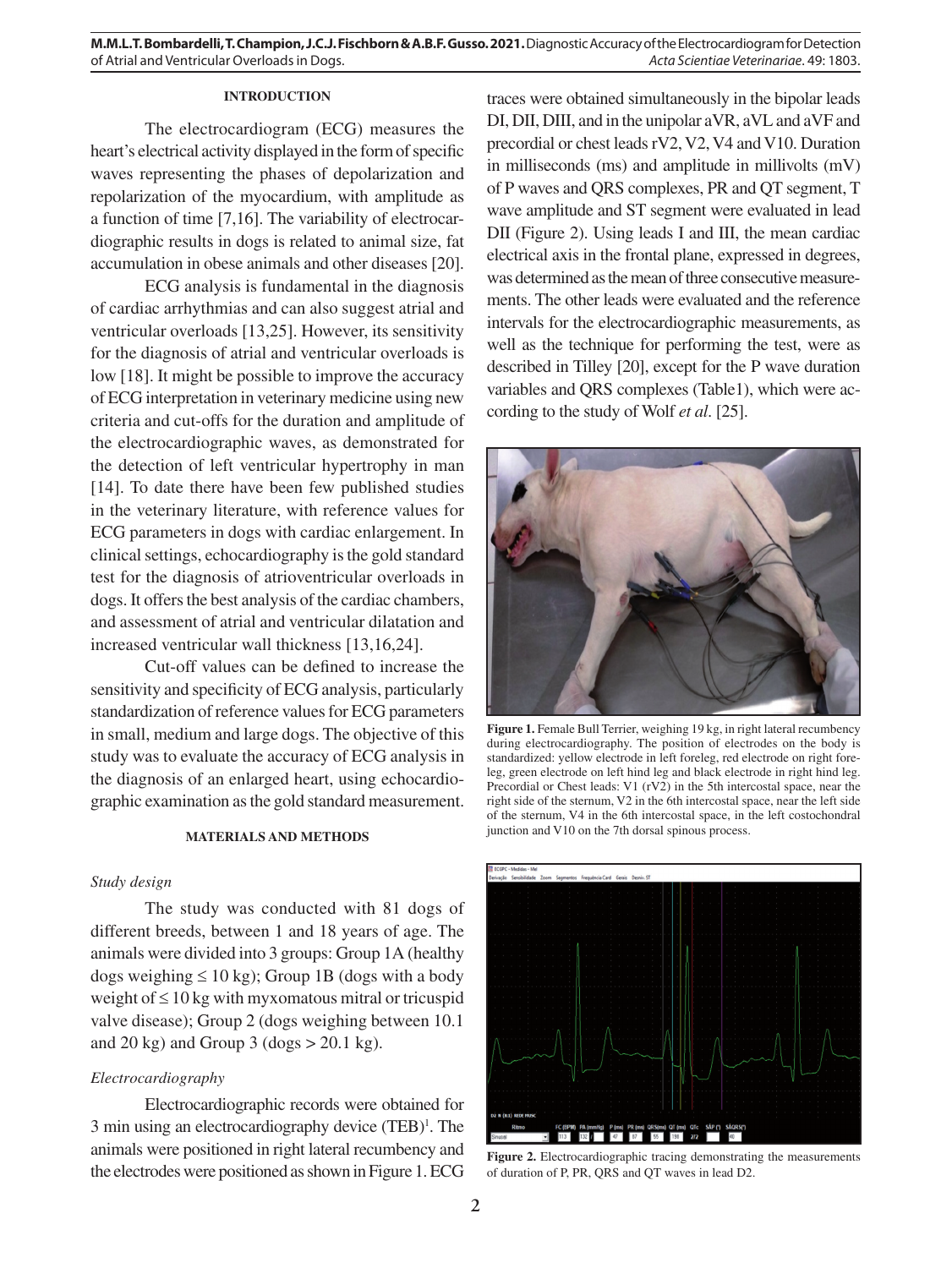## INTRODUCTION

The electrocardiogram (ECG) measures the heart's electrical activity displayed in the form of specific waves representing the phases of depolarization and repolarization of the myocardium, with amplitude as a function of time [7,16]. The variability of electrocardiographic results in dogs is related to animal size, fat accumulation in obese animals and other diseases [20].

ECG analysis is fundamental in the diagnosis of cardiac arrhythmias and can also suggest atrial and ventricular overloads [13,25]. However, its sensitivity for the diagnosis of atrial and ventricular overloads is low [18]. It might be possible to improve the accuracy of ECG interpretation in veterinary medicine using new criteria and cut-offs for the duration and amplitude of the electrocardiographic waves, as demonstrated for the detection of left ventricular hypertrophy in man [14]. To date there have been few published studies in the veterinary literature, with reference values for ECG parameters in dogs with cardiac enlargement. In clinical settings, echocardiography is the gold standard test for the diagnosis of atrioventricular overloads in dogs. It offers the best analysis of the cardiac chambers, and assessment of atrial and ventricular dilatation and increased ventricular wall thickness [13,16,24].

Cut-off values can be defined to increase the sensitivity and specificity of ECG analysis, particularly standardization of reference values for ECG parameters in small, medium and large dogs. The objective of this study was to evaluate the accuracy of ECG analysis in the diagnosis of an enlarged heart, using echocardiographic examination as the gold standard measurement.

## MATERIALS AND METHODS

### *Study design*

The study was conducted with 81 dogs of different breeds, between 1 and 18 years of age. The animals were divided into 3 groups: Group 1A (healthy dogs weighing ≤ 10 kg); Group 1B (dogs with a body weight of ≤ 10 kg with myxomatous mitral or tricuspid valve disease); Group 2 (dogs weighing between 10.1 and 20 kg) and Group 3 (dogs > 20.1 kg).

### *Electrocardiography*

Electrocardiographic records were obtained for 3 min using an electrocardiography device (TEB)[1]. The animals were positioned in right lateral recumbency and the electrodes were positioned as shown in Figure 1. ECG traces were obtained simultaneously in the bipolar leads DI, DII, DIII, and in the unipolar aVR, aVL and aVF and precordial or chest leads rV2, V2, V4 and V10. Duration in milliseconds (ms) and amplitude in millivolts (mV) of P waves and QRS complexes, PR and QT segment, T wave amplitude and ST segment were evaluated in lead DII (Figure 2). Using leads I and III, the mean cardiac electrical axis in the frontal plane, expressed in degrees, was determined as the mean of three consecutive measurements. The other leads were evaluated and the reference intervals for the electrocardiographic measurements, as well as the technique for performing the test, were as described in Tilley [20], except for the P wave duration variables and QRS complexes (Table1), which were according to the study of Wolf *et al*. [25].

**Figure 1.** Female Bull Terrier, weighing 19 kg, in right lateral recumbency during electrocardiography. The position of electrodes on the body is standardized: yellow electrode in left foreleg, red electrode on right foreleg, green electrode on left hind leg and black electrode in right hind leg. Precordial or Chest leads: V1 (rV2) in the 5th intercostal space, near the right side of the sternum, V2 in the 6th intercostal space, near the left side of the sternum, V4 in the 6th intercostal space, in the left costochondral junction and V10 on the 7th dorsal spinous process.

**Figure 2.** Electrocardiographic tracing demonstrating the measurements of duration of P, PR, QRS and QT waves in lead D2.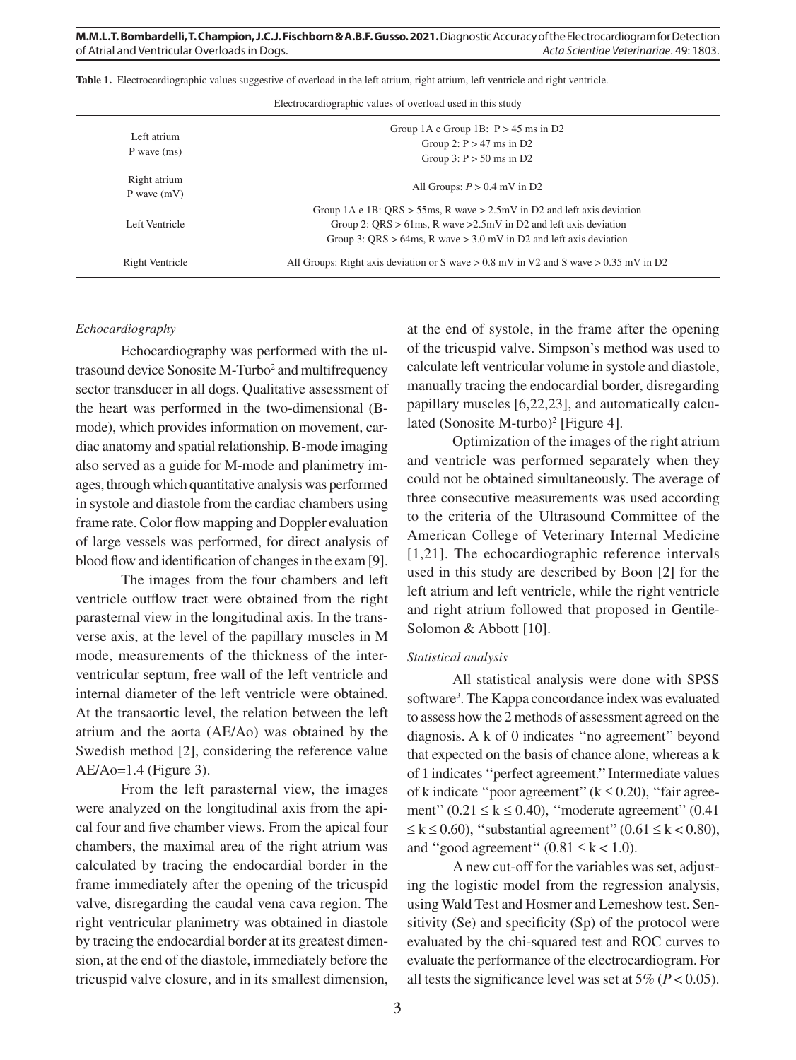**Table 1.** Electrocardiographic values suggestive of overload in the left atrium, right atrium, left ventricle and right ventricle.

| | Electrocardiographic values of overload used in this study |
|---|---|
| Left atrium<br>P wave (ms) | Group 1A e Group 1B: P > 45 ms in D2<br>Group 2: P > 47 ms in D2<br>Group 3: P > 50 ms in D2 |
| Right atrium<br>P wave (mV) | All Groups: *P* > 0.4 mV in D2 |
| Left Ventricle | Group 1A e 1B: QRS > 55ms, R wave > 2.5mV in D2 and left axis deviation<br>Group 2: QRS > 61ms, R wave >2.5mV in D2 and left axis deviation<br>Group 3: QRS > 64ms, R wave > 3.0 mV in D2 and left axis deviation |
| Right Ventricle | All Groups: Right axis deviation or S wave > 0.8 mV in V2 and S wave > 0.35 mV in D2 |

*Echocardiography*

Echocardiography was performed with the ultrasound device Sonosite M-Turbo[2] and multifrequency sector transducer in all dogs. Qualitative assessment of the heart was performed in the two-dimensional (B-mode), which provides information on movement, cardiac anatomy and spatial relationship. B-mode imaging also served as a guide for M-mode and planimetry images, through which quantitative analysis was performed in systole and diastole from the cardiac chambers using frame rate. Color flow mapping and Doppler evaluation of large vessels was performed, for direct analysis of blood flow and identification of changes in the exam [9].

The images from the four chambers and left ventricle outflow tract were obtained from the right parasternal view in the longitudinal axis. In the transverse axis, at the level of the papillary muscles in M mode, measurements of the thickness of the interventricular septum, free wall of the left ventricle and internal diameter of the left ventricle were obtained. At the transaortic level, the relation between the left atrium and the aorta (AE/Ao) was obtained by the Swedish method [2], considering the reference value AE/Ao=1.4 (Figure 3).

From the left parasternal view, the images were analyzed on the longitudinal axis from the apical four and five chamber views. From the apical four chambers, the maximal area of the right atrium was calculated by tracing the endocardial border in the frame immediately after the opening of the tricuspid valve, disregarding the caudal vena cava region. The right ventricular planimetry was obtained in diastole by tracing the endocardial border at its greatest dimension, at the end of the diastole, immediately before the tricuspid valve closure, and in its smallest dimension, at the end of systole, in the frame after the opening of the tricuspid valve. Simpson's method was used to calculate left ventricular volume in systole and diastole, manually tracing the endocardial border, disregarding papillary muscles [6,22,23], and automatically calculated (Sonosite M-turbo)[2] [Figure 4].

Optimization of the images of the right atrium and ventricle was performed separately when they could not be obtained simultaneously. The average of three consecutive measurements was used according to the criteria of the Ultrasound Committee of the American College of Veterinary Internal Medicine [1,21]. The echocardiographic reference intervals used in this study are described by Boon [2] for the left atrium and left ventricle, while the right ventricle and right atrium followed that proposed in Gentile-Solomon & Abbott [10].

*Statistical analysis*

All statistical analysis were done with SPSS software[3]. The Kappa concordance index was evaluated to assess how the 2 methods of assessment agreed on the diagnosis. A k of 0 indicates "no agreement" beyond that expected on the basis of chance alone, whereas a k of 1 indicates "perfect agreement." Intermediate values of k indicate "poor agreement" ($k \leq 0.20$), "fair agreement" ($0.21 \leq k \leq 0.40$), "moderate agreement" ($0.41 \leq k \leq 0.60$), "substantial agreement" ($0.61 \leq k < 0.80$), and "good agreement" ($0.81 \leq k < 1.0$).

A new cut-off for the variables was set, adjusting the logistic model from the regression analysis, using Wald Test and Hosmer and Lemeshow test. Sensitivity (Se) and specificity (Sp) of the protocol were evaluated by the chi-squared test and ROC curves to evaluate the performance of the electrocardiogram. For all tests the significance level was set at 5% ($P < 0.05$).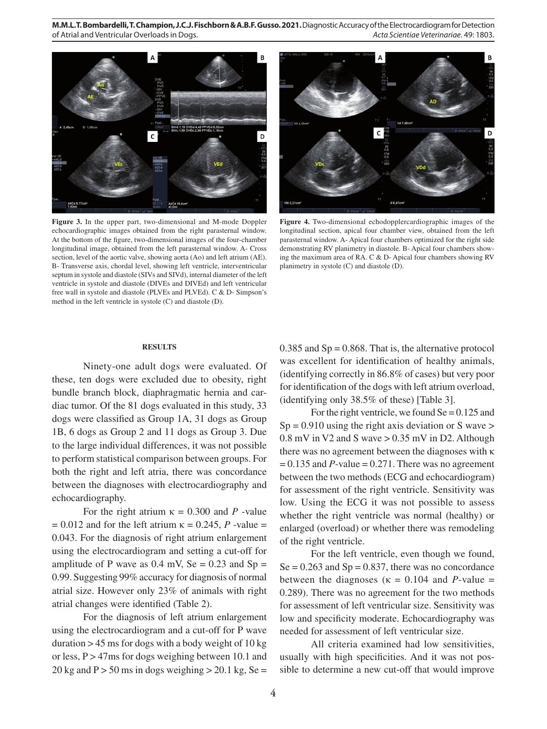**Figure 3.** In the upper part, two-dimensional and M-mode Doppler echocardiographic images obtained from the right parasternal window. At the bottom of the figure, two-dimensional images of the four-chamber longitudinal image, obtained from the left parasternal window. A- Cross section, level of the aortic valve, showing aorta (Ao) and left atrium (AE). B- Transverse axis, chordal level, showing left ventricle, interventricular septum in systole and diastole (SIVs and SIVd), internal diameter of the left ventricle in systole and diastole (DIVEs and DIVEd) and left ventricular free wall in systole and diastole (PLVEs and PLVEd). C & D- Simpson's method in the left ventricle in systole (C) and diastole (D).

**Figure 4.** Two-dimensional echodopplercardiographic images of the longitudinal section, apical four chamber view, obtained from the left parasternal window. A- Apical four chambers optimized for the right side demonstrating RV planimetry in diastole. B- Apical four chambers showing the maximum area of RA. C & D- Apical four chambers showing RV planimetry in systole (C) and diastole (D).

## RESULTS

Ninety-one adult dogs were evaluated. Of these, ten dogs were excluded due to obesity, right bundle branch block, diaphragmatic hernia and cardiac tumor. Of the 81 dogs evaluated in this study, 33 dogs were classified as Group 1A, 31 dogs as Group 1B, 6 dogs as Group 2 and 11 dogs as Group 3. Due to the large individual differences, it was not possible to perform statistical comparison between groups. For both the right and left atria, there was concordance between the diagnoses with electrocardiography and echocardiography.

For the right atrium $\kappa = 0.300$ and *P* -value $= 0.012$ and for the left atrium $\kappa = 0.245$, *P* -value $=$ 0.043. For the diagnosis of right atrium enlargement using the electrocardiogram and setting a cut-off for amplitude of P wave as 0.4 mV, Se = 0.23 and Sp = 0.99. Suggesting 99% accuracy for diagnosis of normal atrial size. However only 23% of animals with right atrial changes were identified (Table 2).

For the diagnosis of left atrium enlargement using the electrocardiogram and a cut-off for P wave duration > 45 ms for dogs with a body weight of 10 kg or less, P > 47ms for dogs weighing between 10.1 and 20 kg and P > 50 ms in dogs weighing > 20.1 kg, Se = 0.385 and Sp = 0.868. That is, the alternative protocol was excellent for identification of healthy animals, (identifying correctly in 86.8% of cases) but very poor for identification of the dogs with left atrium overload, (identifying only 38.5% of these) [Table 3].

For the right ventricle, we found Se = 0.125 and Sp = 0.910 using the right axis deviation or S wave > 0.8 mV in V2 and S wave > 0.35 mV in D2. Although there was no agreement between the diagnoses with $\kappa = 0.135$ and *P*-value = 0.271. There was no agreement between the two methods (ECG and echocardiogram) for assessment of the right ventricle. Sensitivity was low. Using the ECG it was not possible to assess whether the right ventricle was normal (healthy) or enlarged (overload) or whether there was remodeling of the right ventricle.

For the left ventricle, even though we found, Se = 0.263 and Sp = 0.837, there was no concordance between the diagnoses ($\kappa = 0.104$ and *P*-value = 0.289). There was no agreement for the two methods for assessment of left ventricular size. Sensitivity was low and specificity moderate. Echocardiography was needed for assessment of left ventricular size.

All criteria examined had low sensitivities, usually with high specificities. And it was not possible to determine a new cut-off that would improve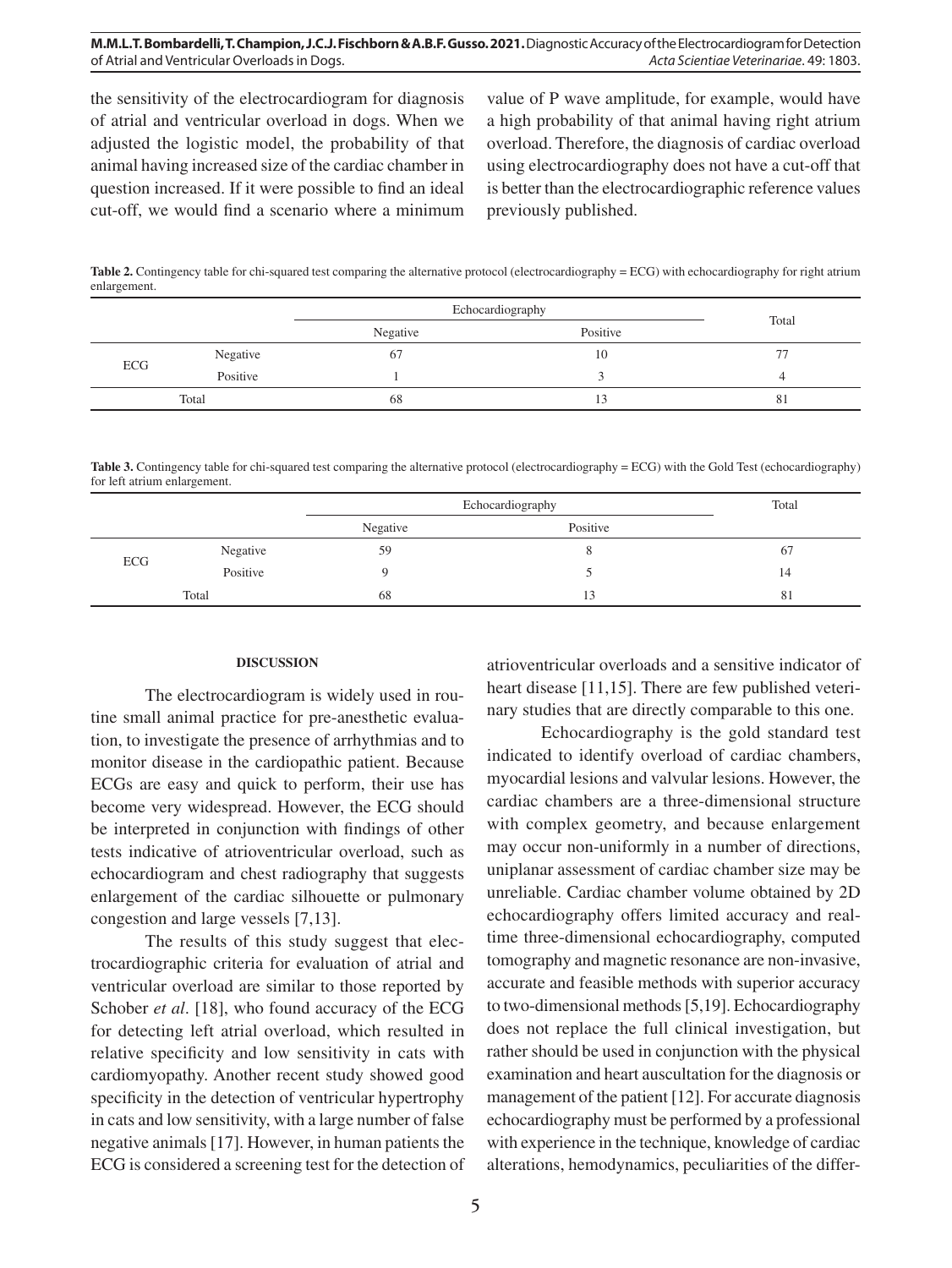the sensitivity of the electrocardiogram for diagnosis of atrial and ventricular overload in dogs. When we adjusted the logistic model, the probability of that animal having increased size of the cardiac chamber in question increased. If it were possible to find an ideal cut-off, we would find a scenario where a minimum value of P wave amplitude, for example, would have a high probability of that animal having right atrium overload. Therefore, the diagnosis of cardiac overload using electrocardiography does not have a cut-off that is better than the electrocardiographic reference values previously published.

**Table 2.** Contingency table for chi-squared test comparing the alternative protocol (electrocardiography = ECG) with echocardiography for right atrium enlargement.

| | | Echocardiography | | Total |
|---|---|---|---|---|
| | | Negative | Positive | |
| ECG | Negative | 67 | 10 | 77 |
| | Positive | 1 | 3 | 4 |
| Total | | 68 | 13 | 81 |

**Table 3.** Contingency table for chi-squared test comparing the alternative protocol (electrocardiography = ECG) with the Gold Test (echocardiography) for left atrium enlargement.

| | | Echocardiography | | Total |
|---|---|---|---|---|
| | | Negative | Positive | |
| ECG | Negative | 59 | 8 | 67 |
| | Positive | 9 | 5 | 14 |
| Total | | 68 | 13 | 81 |

## DISCUSSION

The electrocardiogram is widely used in routine small animal practice for pre-anesthetic evaluation, to investigate the presence of arrhythmias and to monitor disease in the cardiopathic patient. Because ECGs are easy and quick to perform, their use has become very widespread. However, the ECG should be interpreted in conjunction with findings of other tests indicative of atrioventricular overload, such as echocardiogram and chest radiography that suggests enlargement of the cardiac silhouette or pulmonary congestion and large vessels [7,13].

The results of this study suggest that electrocardiographic criteria for evaluation of atrial and ventricular overload are similar to those reported by Schober *et al*. [18], who found accuracy of the ECG for detecting left atrial overload, which resulted in relative specificity and low sensitivity in cats with cardiomyopathy. Another recent study showed good specificity in the detection of ventricular hypertrophy in cats and low sensitivity, with a large number of false negative animals [17]. However, in human patients the ECG is considered a screening test for the detection of atrioventricular overloads and a sensitive indicator of heart disease [11,15]. There are few published veterinary studies that are directly comparable to this one.

Echocardiography is the gold standard test indicated to identify overload of cardiac chambers, myocardial lesions and valvular lesions. However, the cardiac chambers are a three-dimensional structure with complex geometry, and because enlargement may occur non-uniformly in a number of directions, uniplanar assessment of cardiac chamber size may be unreliable. Cardiac chamber volume obtained by 2D echocardiography offers limited accuracy and real-time three-dimensional echocardiography, computed tomography and magnetic resonance are non-invasive, accurate and feasible methods with superior accuracy to two-dimensional methods [5,19]. Echocardiography does not replace the full clinical investigation, but rather should be used in conjunction with the physical examination and heart auscultation for the diagnosis or management of the patient [12]. For accurate diagnosis echocardiography must be performed by a professional with experience in the technique, knowledge of cardiac alterations, hemodynamics, peculiarities of the differ-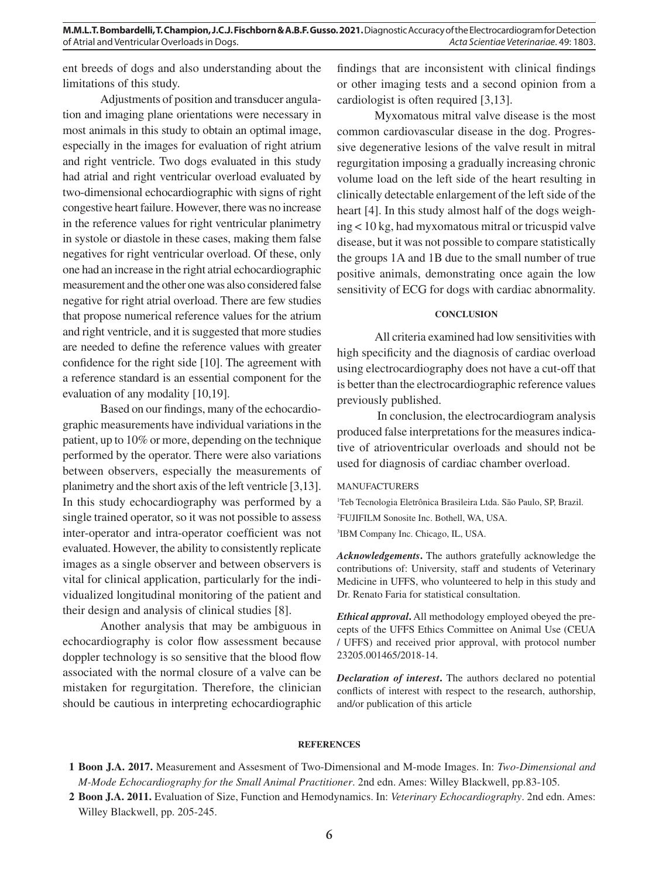ent breeds of dogs and also understanding about the limitations of this study.

Adjustments of position and transducer angulation and imaging plane orientations were necessary in most animals in this study to obtain an optimal image, especially in the images for evaluation of right atrium and right ventricle. Two dogs evaluated in this study had atrial and right ventricular overload evaluated by two-dimensional echocardiographic with signs of right congestive heart failure. However, there was no increase in the reference values for right ventricular planimetry in systole or diastole in these cases, making them false negatives for right ventricular overload. Of these, only one had an increase in the right atrial echocardiographic measurement and the other one was also considered false negative for right atrial overload. There are few studies that propose numerical reference values for the atrium and right ventricle, and it is suggested that more studies are needed to define the reference values with greater confidence for the right side [10]. The agreement with a reference standard is an essential component for the evaluation of any modality [10,19].

Based on our findings, many of the echocardiographic measurements have individual variations in the patient, up to 10% or more, depending on the technique performed by the operator. There were also variations between observers, especially the measurements of planimetry and the short axis of the left ventricle [3,13]. In this study echocardiography was performed by a single trained operator, so it was not possible to assess inter-operator and intra-operator coefficient was not evaluated. However, the ability to consistently replicate images as a single observer and between observers is vital for clinical application, particularly for the individualized longitudinal monitoring of the patient and their design and analysis of clinical studies [8].

Another analysis that may be ambiguous in echocardiography is color flow assessment because doppler technology is so sensitive that the blood flow associated with the normal closure of a valve can be mistaken for regurgitation. Therefore, the clinician should be cautious in interpreting echocardiographic findings that are inconsistent with clinical findings or other imaging tests and a second opinion from a cardiologist is often required [3,13].

Myxomatous mitral valve disease is the most common cardiovascular disease in the dog. Progressive degenerative lesions of the valve result in mitral regurgitation imposing a gradually increasing chronic volume load on the left side of the heart resulting in clinically detectable enlargement of the left side of the heart [4]. In this study almost half of the dogs weighing < 10 kg, had myxomatous mitral or tricuspid valve disease, but it was not possible to compare statistically the groups 1A and 1B due to the small number of true positive animals, demonstrating once again the low sensitivity of ECG for dogs with cardiac abnormality.

## CONCLUSION

All criteria examined had low sensitivities with high specificity and the diagnosis of cardiac overload using electrocardiography does not have a cut-off that is better than the electrocardiographic reference values previously published.

In conclusion, the electrocardiogram analysis produced false interpretations for the measures indicative of atrioventricular overloads and should not be used for diagnosis of cardiac chamber overload.

MANUFACTURERS

[1]Teb Tecnologia Eletrônica Brasileira Ltda. São Paulo, SP, Brazil.

[2]FUJIFILM Sonosite Inc. Bothell, WA, USA.

[3]IBM Company Inc. Chicago, IL, USA.

***Acknowledgements*.** The authors gratefully acknowledge the contributions of: University, staff and students of Veterinary Medicine in UFFS, who volunteered to help in this study and Dr. Renato Faria for statistical consultation.

***Ethical approval*.** All methodology employed obeyed the precepts of the UFFS Ethics Committee on Animal Use (CEUA / UFFS) and received prior approval, with protocol number 23205.001465/2018-14.

***Declaration of interest*.** The authors declared no potential conflicts of interest with respect to the research, authorship, and/or publication of this article

## REFERENCES

**1 Boon J.A. 2017.** Measurement and Assesment of Two-Dimensional and M-mode Images. In: *Two-Dimensional and M-Mode Echocardiography for the Small Animal Practitioner*. 2nd edn. Ames: Willey Blackwell, pp.83-105.

**2 Boon J.A. 2011.** Evaluation of Size, Function and Hemodynamics. In: *Veterinary Echocardiography*. 2nd edn. Ames: Willey Blackwell, pp. 205-245.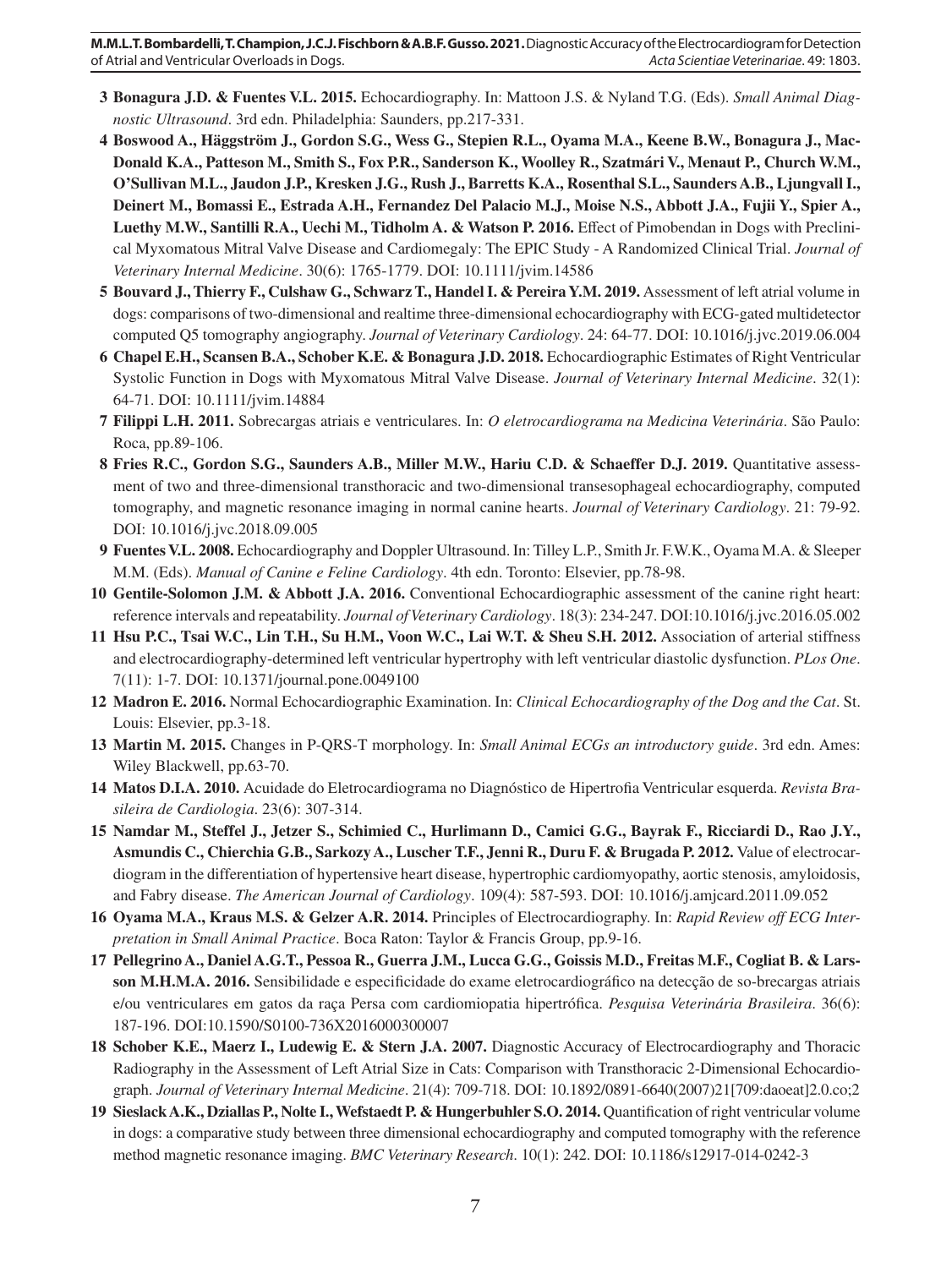**3** **Bonagura J.D. & Fuentes V.L. 2015.** Echocardiography. In: Mattoon J.S. & Nyland T.G. (Eds). *Small Animal Diagnostic Ultrasound*. 3rd edn. Philadelphia: Saunders, pp.217-331.

**4** **Boswood A., Häggström J., Gordon S.G., Wess G., Stepien R.L., Oyama M.A., Keene B.W., Bonagura J., MacDonald K.A., Patteson M., Smith S., Fox P.R., Sanderson K., Woolley R., Szatmári V., Menaut P., Church W.M., O'Sullivan M.L., Jaudon J.P., Kresken J.G., Rush J., Barretts K.A., Rosenthal S.L., Saunders A.B., Ljungvall I., Deinert M., Bomassi E., Estrada A.H., Fernandez Del Palacio M.J., Moise N.S., Abbott J.A., Fujii Y., Spier A., Luethy M.W., Santilli R.A., Uechi M., Tidholm A. & Watson P. 2016.** Effect of Pimobendan in Dogs with Preclinical Myxomatous Mitral Valve Disease and Cardiomegaly: The EPIC Study - A Randomized Clinical Trial. *Journal of Veterinary Internal Medicine*. 30(6): 1765-1779. DOI: 10.1111/jvim.14586

**5** **Bouvard J., Thierry F., Culshaw G., Schwarz T., Handel I. & Pereira Y.M. 2019.** Assessment of left atrial volume in dogs: comparisons of two-dimensional and realtime three-dimensional echocardiography with ECG-gated multidetector computed Q5 tomography angiography. *Journal of Veterinary Cardiology*. 24: 64-77. DOI: 10.1016/j.jvc.2019.06.004

**6** **Chapel E.H., Scansen B.A., Schober K.E. & Bonagura J.D. 2018.** Echocardiographic Estimates of Right Ventricular Systolic Function in Dogs with Myxomatous Mitral Valve Disease. *Journal of Veterinary Internal Medicine*. 32(1): 64-71. DOI: 10.1111/jvim.14884

**7** **Filippi L.H. 2011.** Sobrecargas atriais e ventriculares. In: *O eletrocardiograma na Medicina Veterinária*. São Paulo: Roca, pp.89-106.

**8** **Fries R.C., Gordon S.G., Saunders A.B., Miller M.W., Hariu C.D. & Schaeffer D.J. 2019.** Quantitative assessment of two and three-dimensional transthoracic and two-dimensional transesophageal echocardiography, computed tomography, and magnetic resonance imaging in normal canine hearts. *Journal of Veterinary Cardiology*. 21: 79-92. DOI: 10.1016/j.jvc.2018.09.005

**9** **Fuentes V.L. 2008.** Echocardiography and Doppler Ultrasound. In: Tilley L.P., Smith Jr. F.W.K., Oyama M.A. & Sleeper M.M. (Eds). *Manual of Canine e Feline Cardiology*. 4th edn. Toronto: Elsevier, pp.78-98.

**10** **Gentile-Solomon J.M. & Abbott J.A. 2016.** Conventional Echocardiographic assessment of the canine right heart: reference intervals and repeatability. *Journal of Veterinary Cardiology*. 18(3): 234-247. DOI:10.1016/j.jvc.2016.05.002

**11** **Hsu P.C., Tsai W.C., Lin T.H., Su H.M., Voon W.C., Lai W.T. & Sheu S.H. 2012.** Association of arterial stiffness and electrocardiography-determined left ventricular hypertrophy with left ventricular diastolic dysfunction. *PLos One*. 7(11): 1-7. DOI: 10.1371/journal.pone.0049100

**12** **Madron E. 2016.** Normal Echocardiographic Examination. In: *Clinical Echocardiography of the Dog and the Cat*. St. Louis: Elsevier, pp.3-18.

**13** **Martin M. 2015.** Changes in P-QRS-T morphology. In: *Small Animal ECGs an introductory guide*. 3rd edn. Ames: Wiley Blackwell, pp.63-70.

**14** **Matos D.I.A. 2010.** Acuidade do Eletrocardiograma no Diagnóstico de Hipertrofia Ventricular esquerda. *Revista Brasileira de Cardiologia*. 23(6): 307-314.

**15** **Namdar M., Steffel J., Jetzer S., Schimied C., Hurlimann D., Camici G.G., Bayrak F., Ricciardi D., Rao J.Y., Asmundis C., Chierchia G.B., Sarkozy A., Luscher T.F., Jenni R., Duru F. & Brugada P. 2012.** Value of electrocardiogram in the differentiation of hypertensive heart disease, hypertrophic cardiomyopathy, aortic stenosis, amyloidosis, and Fabry disease. *The American Journal of Cardiology*. 109(4): 587-593. DOI: 10.1016/j.amjcard.2011.09.052

**16** **Oyama M.A., Kraus M.S. & Gelzer A.R. 2014.** Principles of Electrocardiography. In: *Rapid Review off ECG Interpretation in Small Animal Practice*. Boca Raton: Taylor & Francis Group, pp.9-16.

**17** **Pellegrino A., Daniel A.G.T., Pessoa R., Guerra J.M., Lucca G.G., Goissis M.D., Freitas M.F., Cogliat B. & Larsson M.H.M.A. 2016.** Sensibilidade e especificidade do exame eletrocardiográfico na detecção de so-brecargas atriais e/ou ventriculares em gatos da raça Persa com cardiomiopatia hipertrófica. *Pesquisa Veterinária Brasileira*. 36(6): 187-196. DOI:10.1590/S0100-736X2016000300007

**18** **Schober K.E., Maerz I., Ludewig E. & Stern J.A. 2007.** Diagnostic Accuracy of Electrocardiography and Thoracic Radiography in the Assessment of Left Atrial Size in Cats: Comparison with Transthoracic 2-Dimensional Echocardiograph. *Journal of Veterinary Internal Medicine*. 21(4): 709-718. DOI: 10.1892/0891-6640(2007)21[709:daoeat]2.0.co;2

**19** **Sieslack A.K., Dziallas P., Nolte I., Wefstaedt P. & Hungerbuhler S.O. 2014.** Quantification of right ventricular volume in dogs: a comparative study between three dimensional echocardiography and computed tomography with the reference method magnetic resonance imaging. *BMC Veterinary Research*. 10(1): 242. DOI: 10.1186/s12917-014-0242-3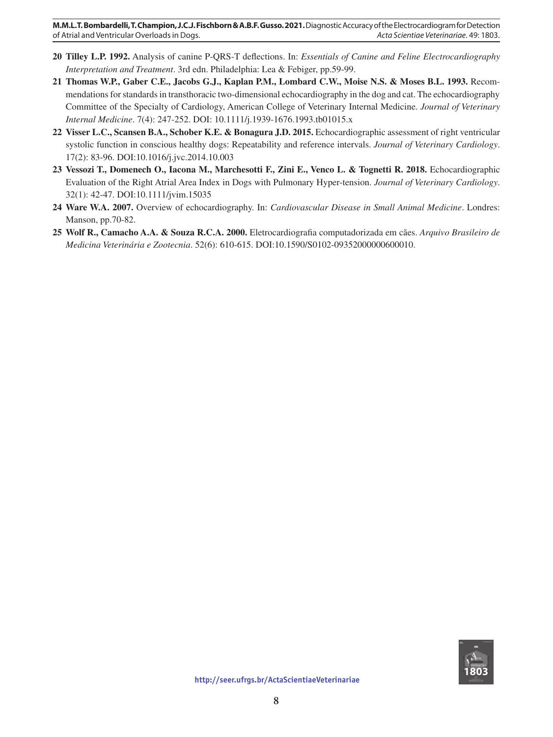**20 Tilley L.P. 1992.** Analysis of canine P-QRS-T deflections. In: *Essentials of Canine and Feline Electrocardiography Interpretation and Treatment*. 3rd edn. Philadelphia: Lea & Febiger, pp.59-99.

**21 Thomas W.P., Gaber C.E., Jacobs G.J., Kaplan P.M., Lombard C.W., Moise N.S. & Moses B.L. 1993.** Recommendations for standards in transthoracic two-dimensional echocardiography in the dog and cat. The echocardiography Committee of the Specialty of Cardiology, American College of Veterinary Internal Medicine. *Journal of Veterinary Internal Medicine*. 7(4): 247-252. DOI: 10.1111/j.1939-1676.1993.tb01015.x

**22 Visser L.C., Scansen B.A., Schober K.E. & Bonagura J.D. 2015.** Echocardiographic assessment of right ventricular systolic function in conscious healthy dogs: Repeatability and reference intervals. *Journal of Veterinary Cardiology*. 17(2): 83-96. DOI:10.1016/j.jvc.2014.10.003

**23 Vessozi T., Domenech O., Iacona M., Marchesotti F., Zini E., Venco L. & Tognetti R. 2018.** Echocardiographic Evaluation of the Right Atrial Area Index in Dogs with Pulmonary Hyper-tension. *Journal of Veterinary Cardiology*. 32(1): 42-47. DOI:10.1111/jvim.15035

**24 Ware W.A. 2007.** Overview of echocardiography. In: *Cardiovascular Disease in Small Animal Medicine*. Londres: Manson, pp.70-82.

**25 Wolf R., Camacho A.A. & Souza R.C.A. 2000.** Eletrocardiografia computadorizada em cães. *Arquivo Brasileiro de Medicina Veterinária e Zootecnia*. 52(6): 610-615. DOI:10.1590/S0102-09352000000600010.